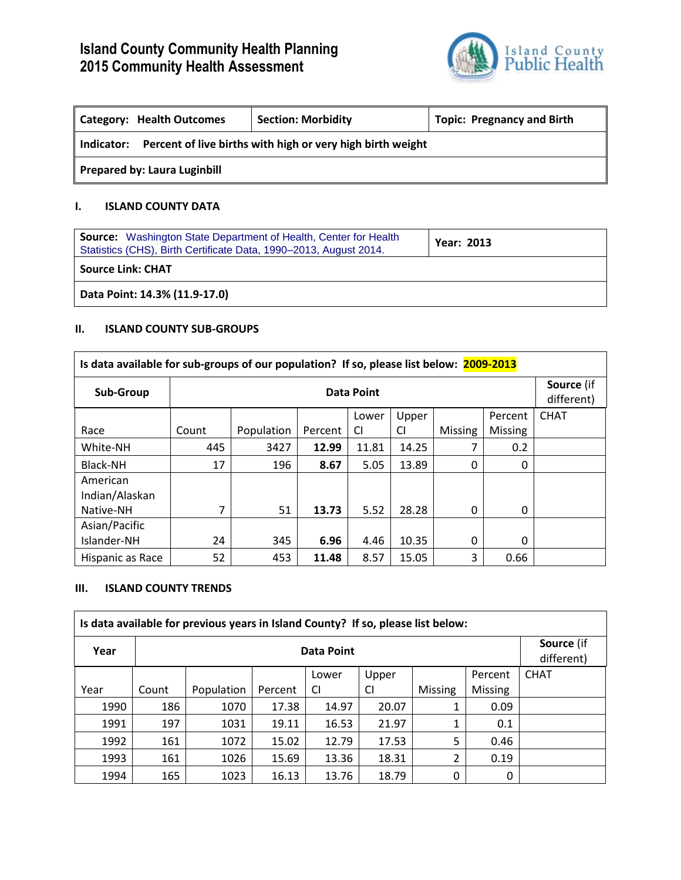# Island County Community Health Planning
# 2015 Community Health Assessment

| Category: Health Outcomes | Section: Morbidity | Topic: Pregnancy and Birth |
|---|---|---|
| **Indicator:** Percent of live births with high or very high birth weight | | |
| **Prepared by:** Laura Luginbill | | |

## I. ISLAND COUNTY DATA

| **Source:** Washington State Department of Health, Center for Health Statistics (CHS), Birth Certificate Data, 1990–2013, August 2014. | **Year:** 2013 |
|---|---|
| **Source Link:** CHAT | |
| **Data Point:** 14.3% (11.9-17.0) | |

## II. ISLAND COUNTY SUB-GROUPS

**Is data available for sub-groups of our population? If so, please list below: 2009-2013**

| Sub-Group | Data Point | | | | | | | Source (if different) |
|---|---|---|---|---|---|---|---|---|
| Race | Count | Population | Percent | Lower CI | Upper CI | Missing | Percent Missing | CHAT |
| White-NH | 445 | 3427 | **12.99** | 11.81 | 14.25 | 7 | 0.2 | |
| Black-NH | 17 | 196 | **8.67** | 5.05 | 13.89 | 0 | 0 | |
| American Indian/Alaskan Native-NH | 7 | 51 | **13.73** | 5.52 | 28.28 | 0 | 0 | |
| Asian/Pacific Islander-NH | 24 | 345 | **6.96** | 4.46 | 10.35 | 0 | 0 | |
| Hispanic as Race | 52 | 453 | **11.48** | 8.57 | 15.05 | 3 | 0.66 | |

## III. ISLAND COUNTY TRENDS

**Is data available for previous years in Island County? If so, please list below:**

| Year | Data Point | | | | | | | Source (if different) |
|---|---|---|---|---|---|---|---|---|
| Year | Count | Population | Percent | Lower CI | Upper CI | Missing | Percent Missing | CHAT |
| 1990 | 186 | 1070 | 17.38 | 14.97 | 20.07 | 1 | 0.09 | |
| 1991 | 197 | 1031 | 19.11 | 16.53 | 21.97 | 1 | 0.1 | |
| 1992 | 161 | 1072 | 15.02 | 12.79 | 17.53 | 5 | 0.46 | |
| 1993 | 161 | 1026 | 15.69 | 13.36 | 18.31 | 2 | 0.19 | |
| 1994 | 165 | 1023 | 16.13 | 13.76 | 18.79 | 0 | 0 | |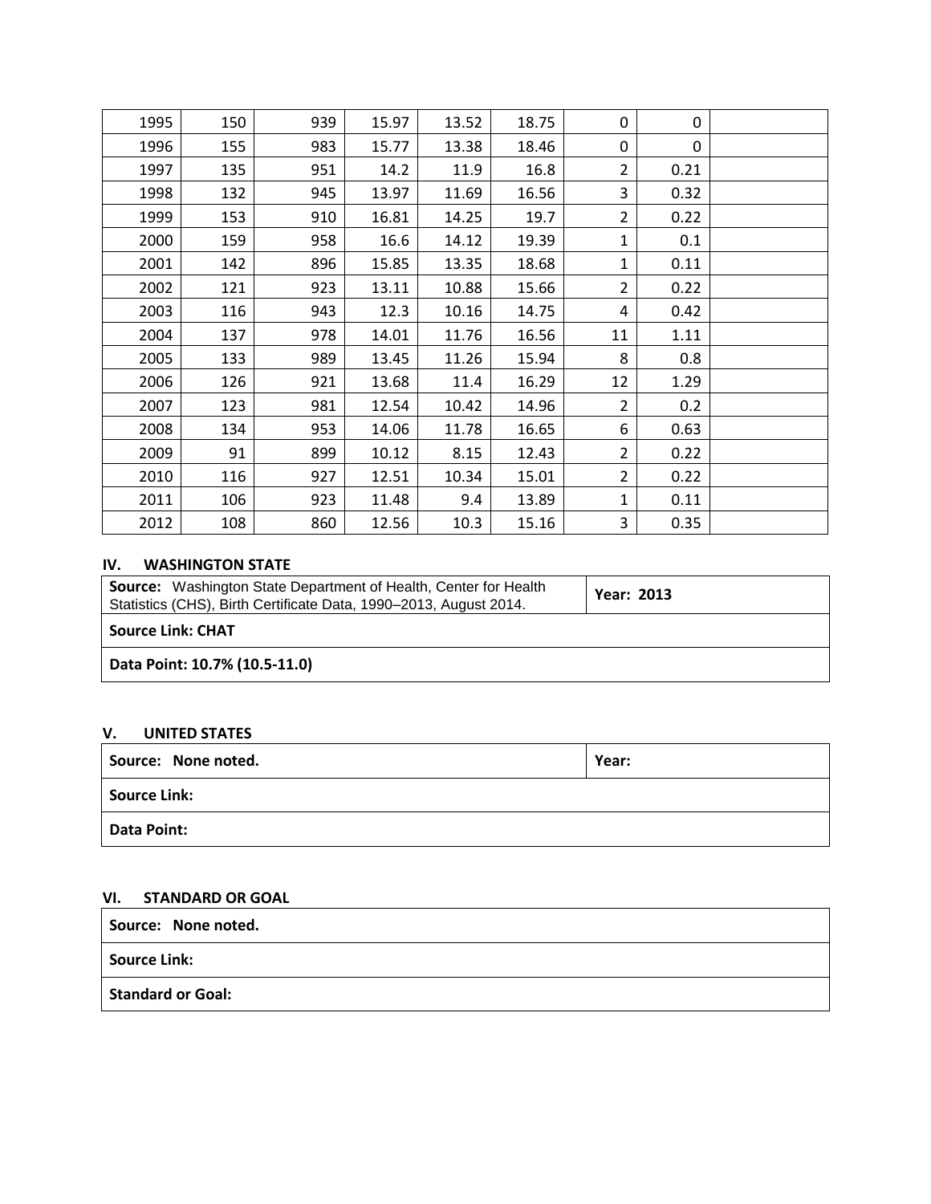| | | | | | | | | |
|---|---|---|---|---|---|---|---|---|
| 1995 | 150 | 939 | 15.97 | 13.52 | 18.75 | 0 | 0 | |
| 1996 | 155 | 983 | 15.77 | 13.38 | 18.46 | 0 | 0 | |
| 1997 | 135 | 951 | 14.2 | 11.9 | 16.8 | 2 | 0.21 | |
| 1998 | 132 | 945 | 13.97 | 11.69 | 16.56 | 3 | 0.32 | |
| 1999 | 153 | 910 | 16.81 | 14.25 | 19.7 | 2 | 0.22 | |
| 2000 | 159 | 958 | 16.6 | 14.12 | 19.39 | 1 | 0.1 | |
| 2001 | 142 | 896 | 15.85 | 13.35 | 18.68 | 1 | 0.11 | |
| 2002 | 121 | 923 | 13.11 | 10.88 | 15.66 | 2 | 0.22 | |
| 2003 | 116 | 943 | 12.3 | 10.16 | 14.75 | 4 | 0.42 | |
| 2004 | 137 | 978 | 14.01 | 11.76 | 16.56 | 11 | 1.11 | |
| 2005 | 133 | 989 | 13.45 | 11.26 | 15.94 | 8 | 0.8 | |
| 2006 | 126 | 921 | 13.68 | 11.4 | 16.29 | 12 | 1.29 | |
| 2007 | 123 | 981 | 12.54 | 10.42 | 14.96 | 2 | 0.2 | |
| 2008 | 134 | 953 | 14.06 | 11.78 | 16.65 | 6 | 0.63 | |
| 2009 | 91 | 899 | 10.12 | 8.15 | 12.43 | 2 | 0.22 | |
| 2010 | 116 | 927 | 12.51 | 10.34 | 15.01 | 2 | 0.22 | |
| 2011 | 106 | 923 | 11.48 | 9.4 | 13.89 | 1 | 0.11 | |
| 2012 | 108 | 860 | 12.56 | 10.3 | 15.16 | 3 | 0.35 | |

## IV. WASHINGTON STATE

| | |
|---|---|
| **Source:** Washington State Department of Health, Center for Health Statistics (CHS), Birth Certificate Data, 1990–2013, August 2014. | **Year: 2013** |
| **Source Link: CHAT** | |
| **Data Point: 10.7% (10.5-11.0)** | |

## V. UNITED STATES

| | |
|---|---|
| **Source: None noted.** | **Year:** |
| **Source Link:** | |
| **Data Point:** | |

## VI. STANDARD OR GOAL

| |
|---|
| **Source: None noted.** |
| **Source Link:** |
| **Standard or Goal:** |